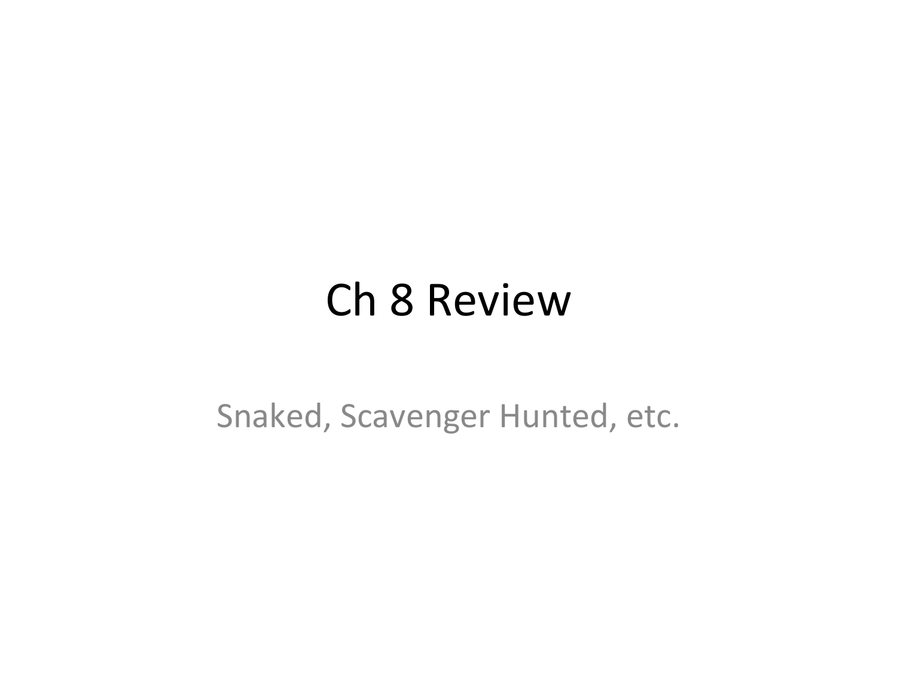# Ch 8 Review

Snaked, Scavenger Hunted, etc.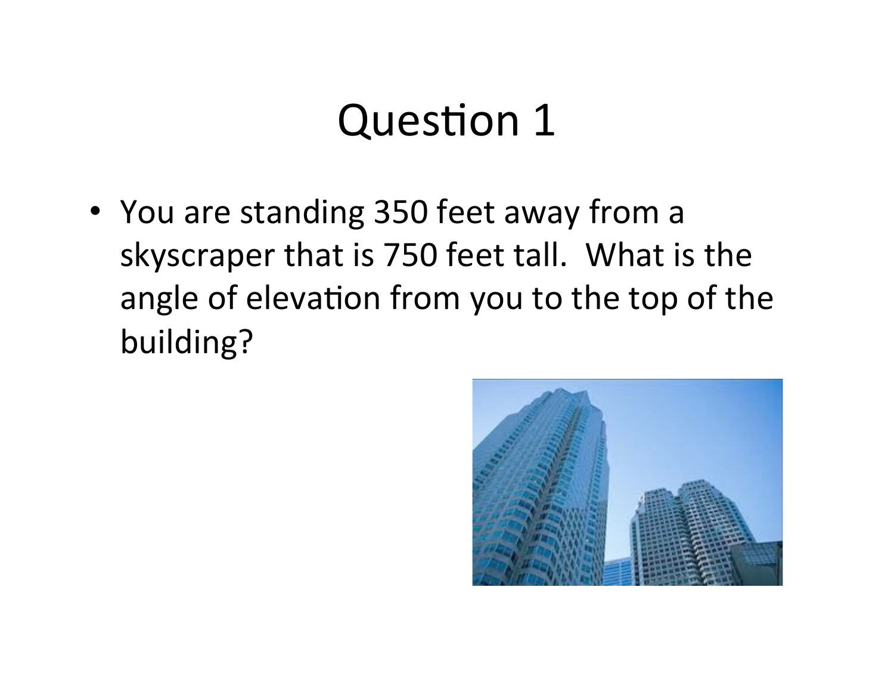# Question 1

- You are standing 350 feet away from a skyscraper that is 750 feet tall. What is the angle of elevation from you to the top of the building?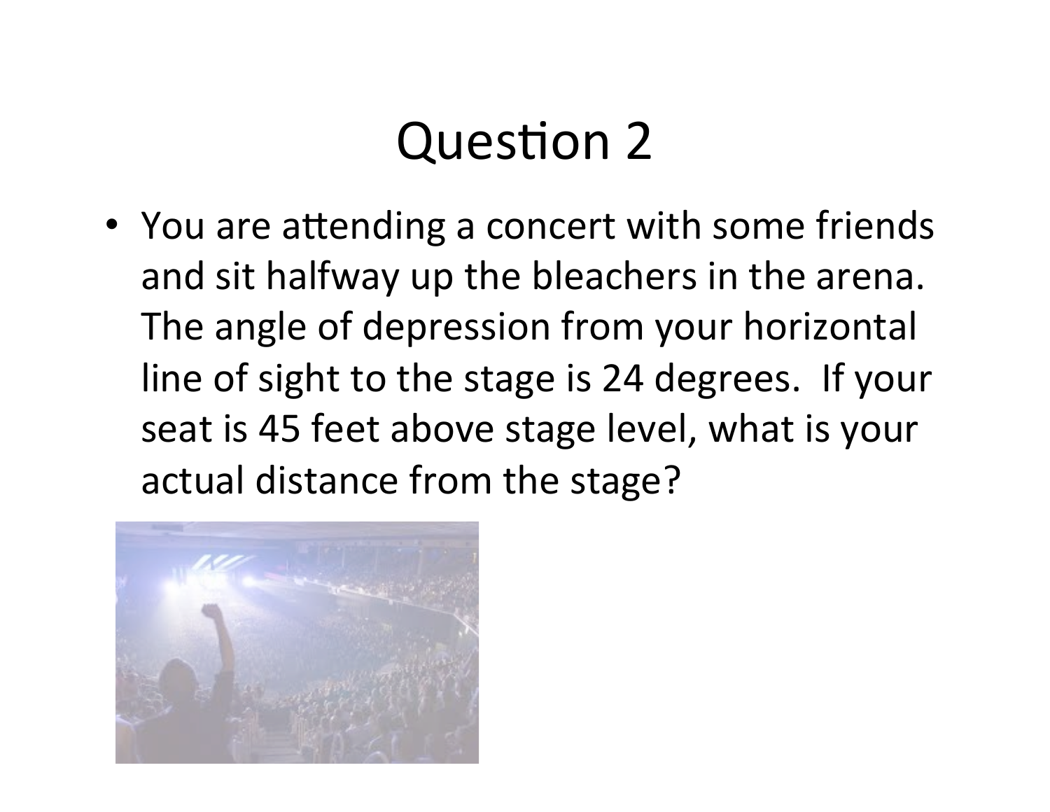# Question 2

- You are attending a concert with some friends and sit halfway up the bleachers in the arena. The angle of depression from your horizontal line of sight to the stage is 24 degrees. If your seat is 45 feet above stage level, what is your actual distance from the stage?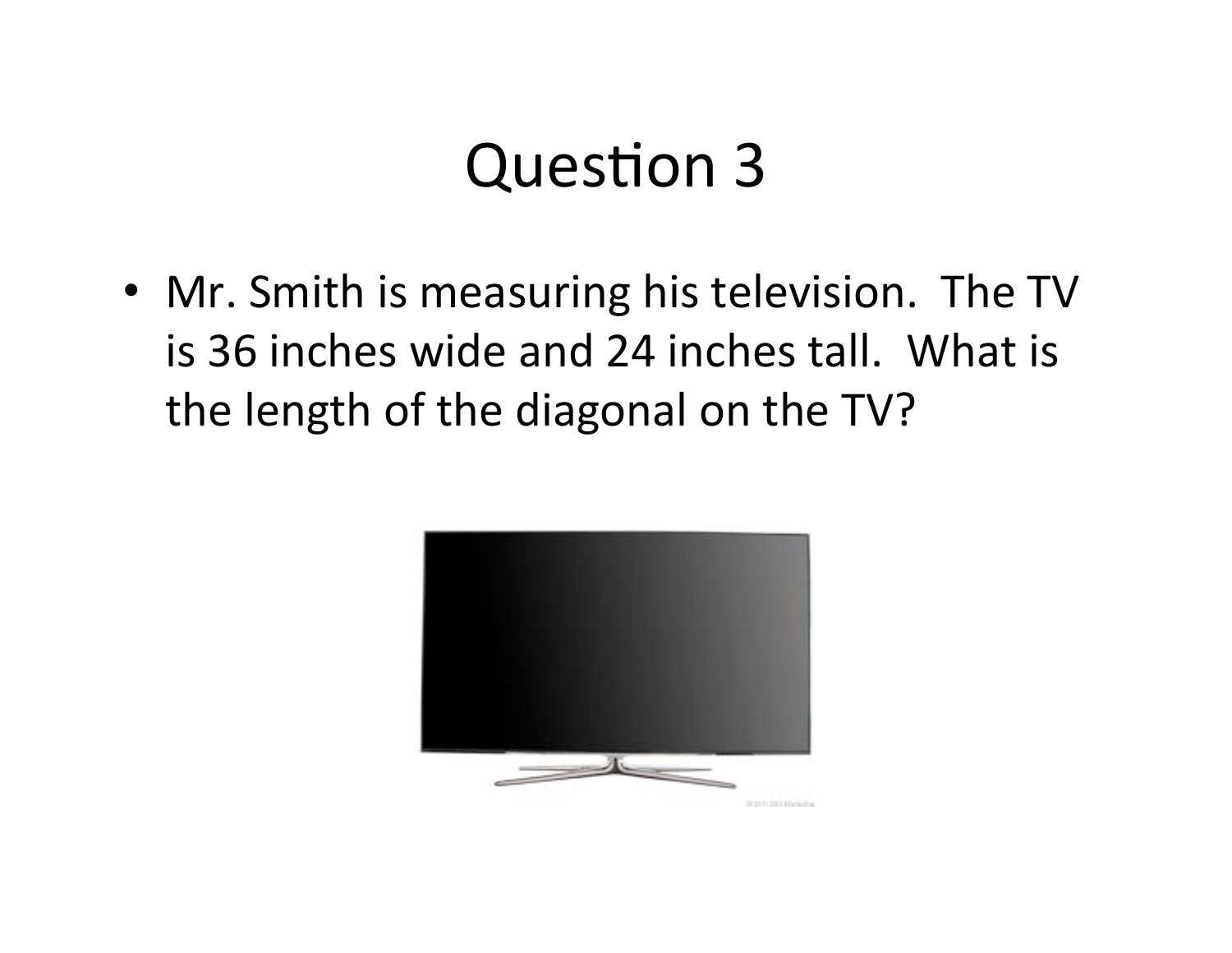# Question 3

- Mr. Smith is measuring his television. The TV is 36 inches wide and 24 inches tall. What is the length of the diagonal on the TV?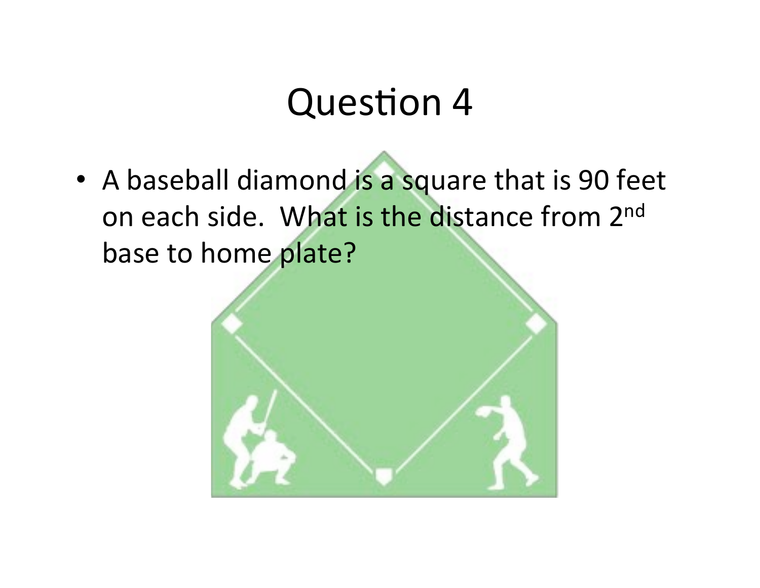# Question 4

- A baseball diamond is a square that is 90 feet on each side. What is the distance from 2nd base to home plate?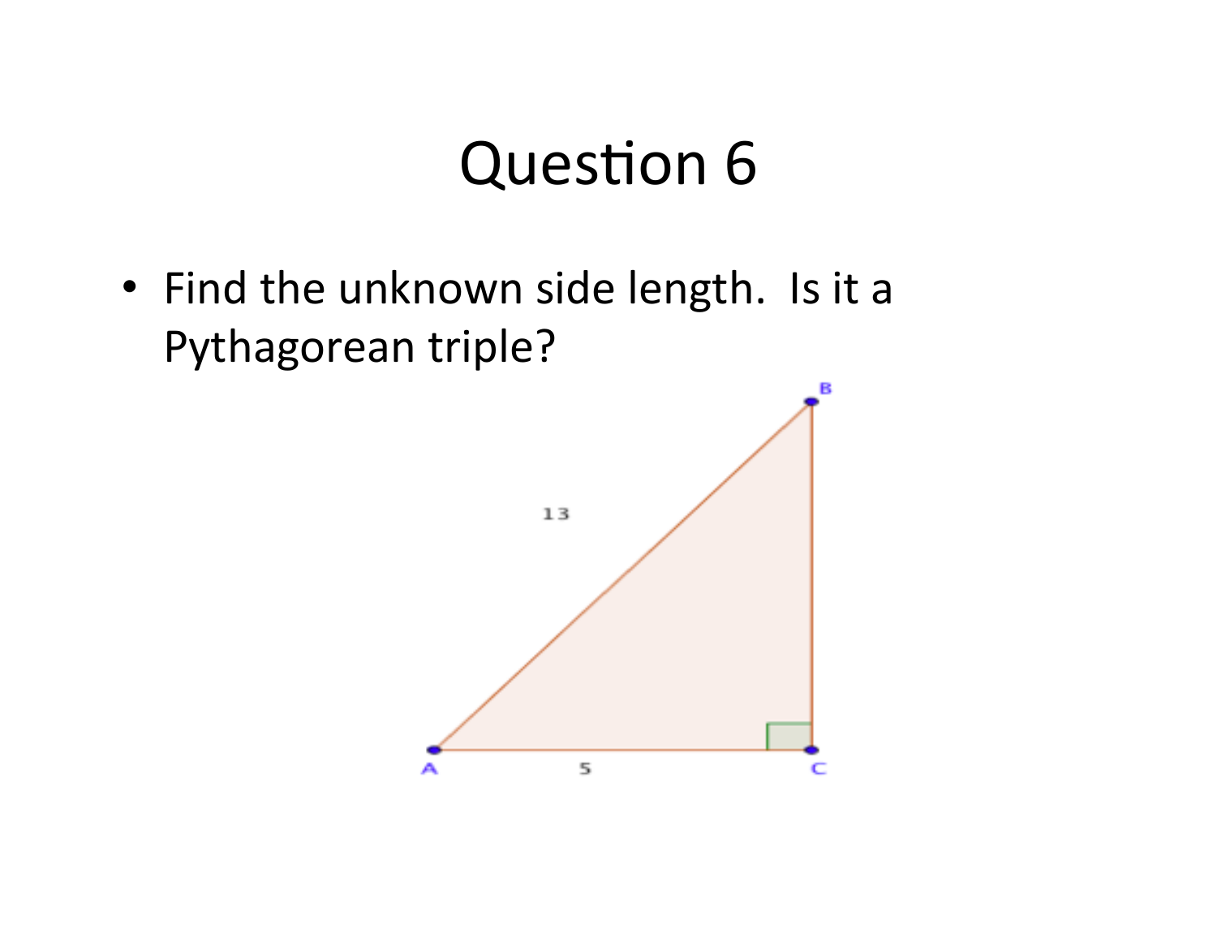# Question 6

- Find the unknown side length. Is it a Pythagorean triple?

B

13

A 5 C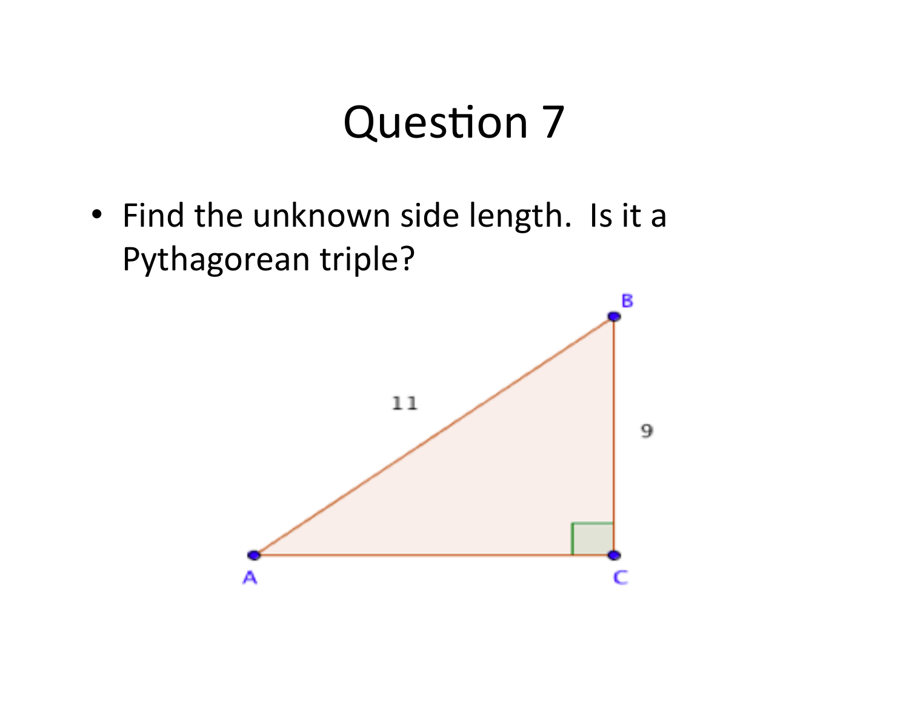# Question 7

- Find the unknown side length. Is it a Pythagorean triple?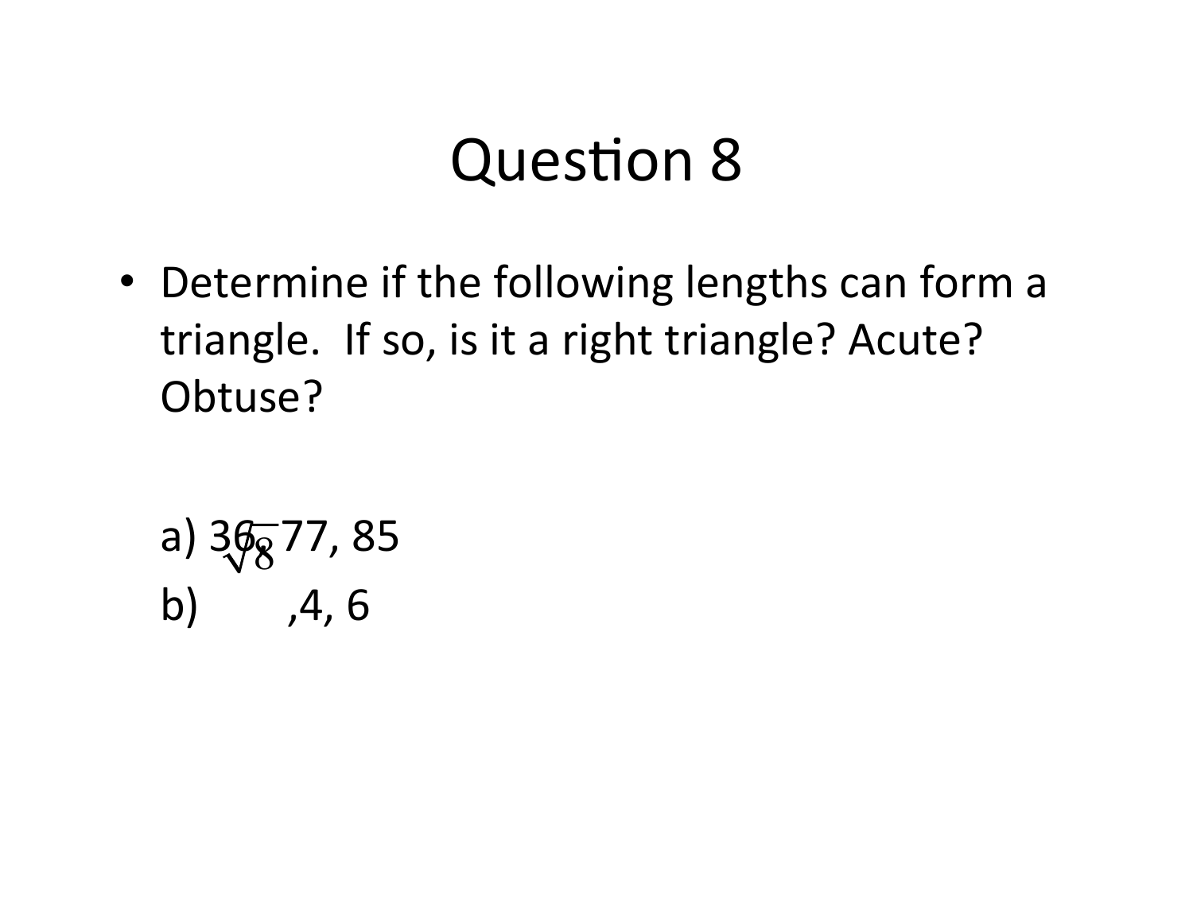# Question 8

- Determine if the following lengths can form a triangle. If so, is it a right triangle? Acute? Obtuse?

  a) 36, 77, 85

  b) $\sqrt{8}$ ,4, 6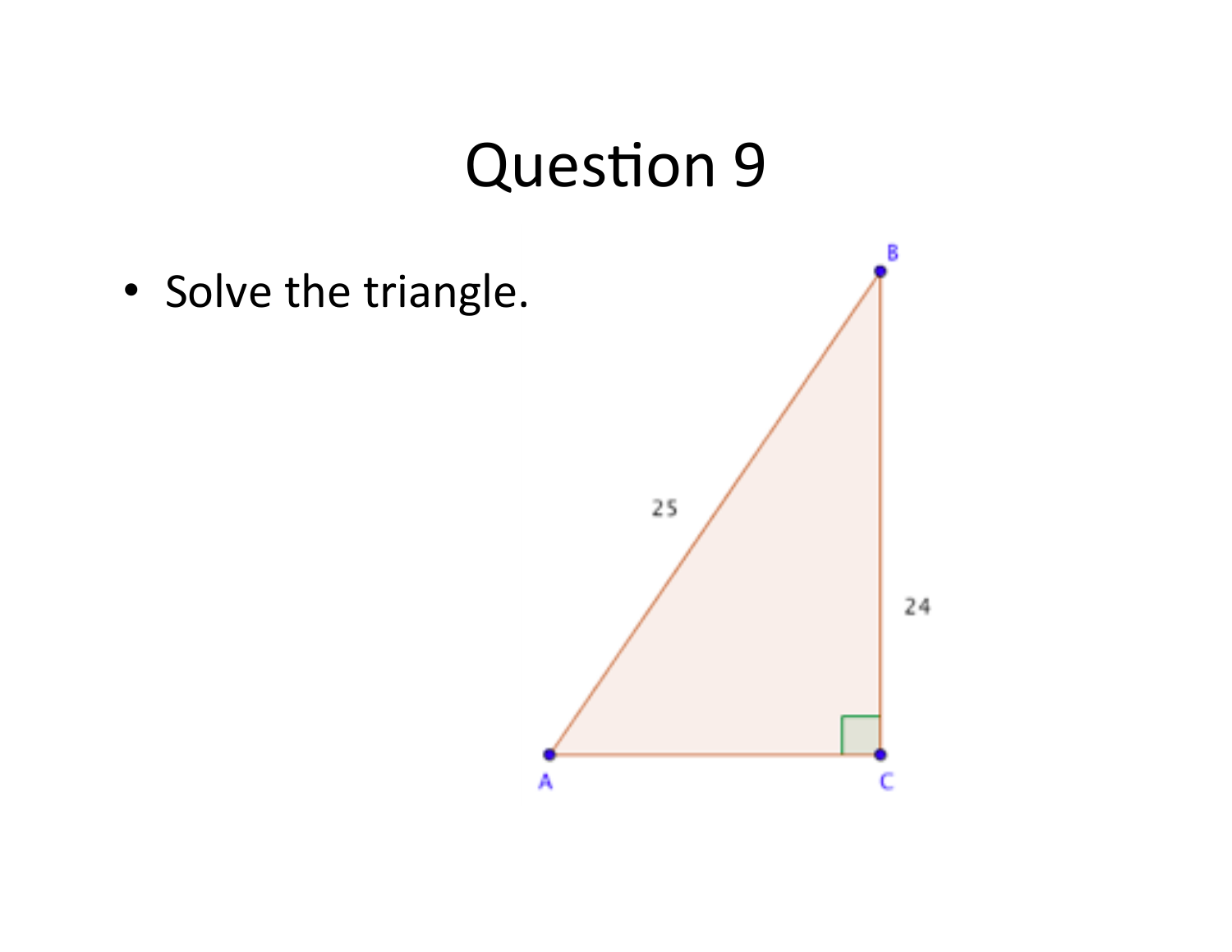# Question 9

- Solve the triangle.

B

25

24

A

C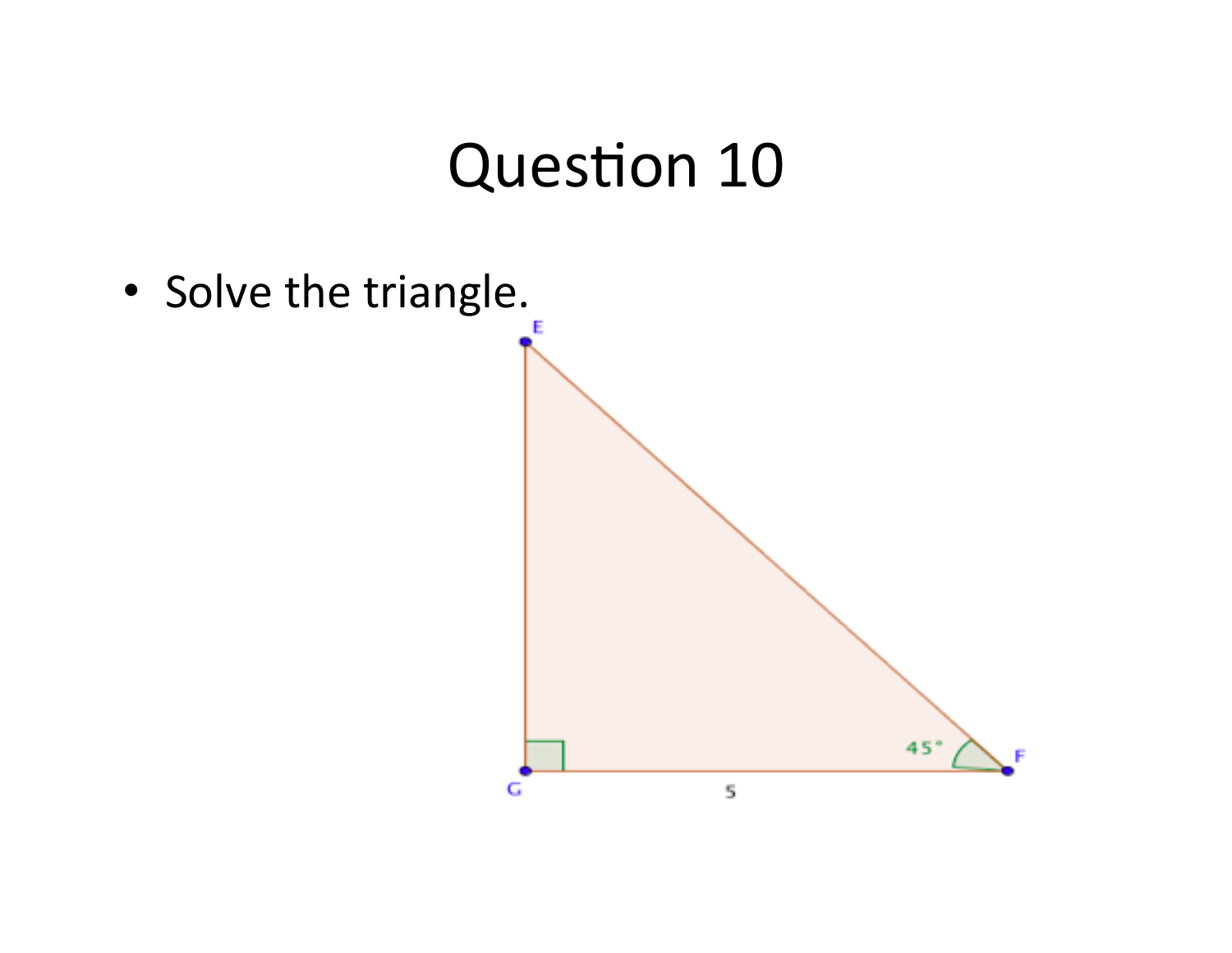# Question 10

- Solve the triangle.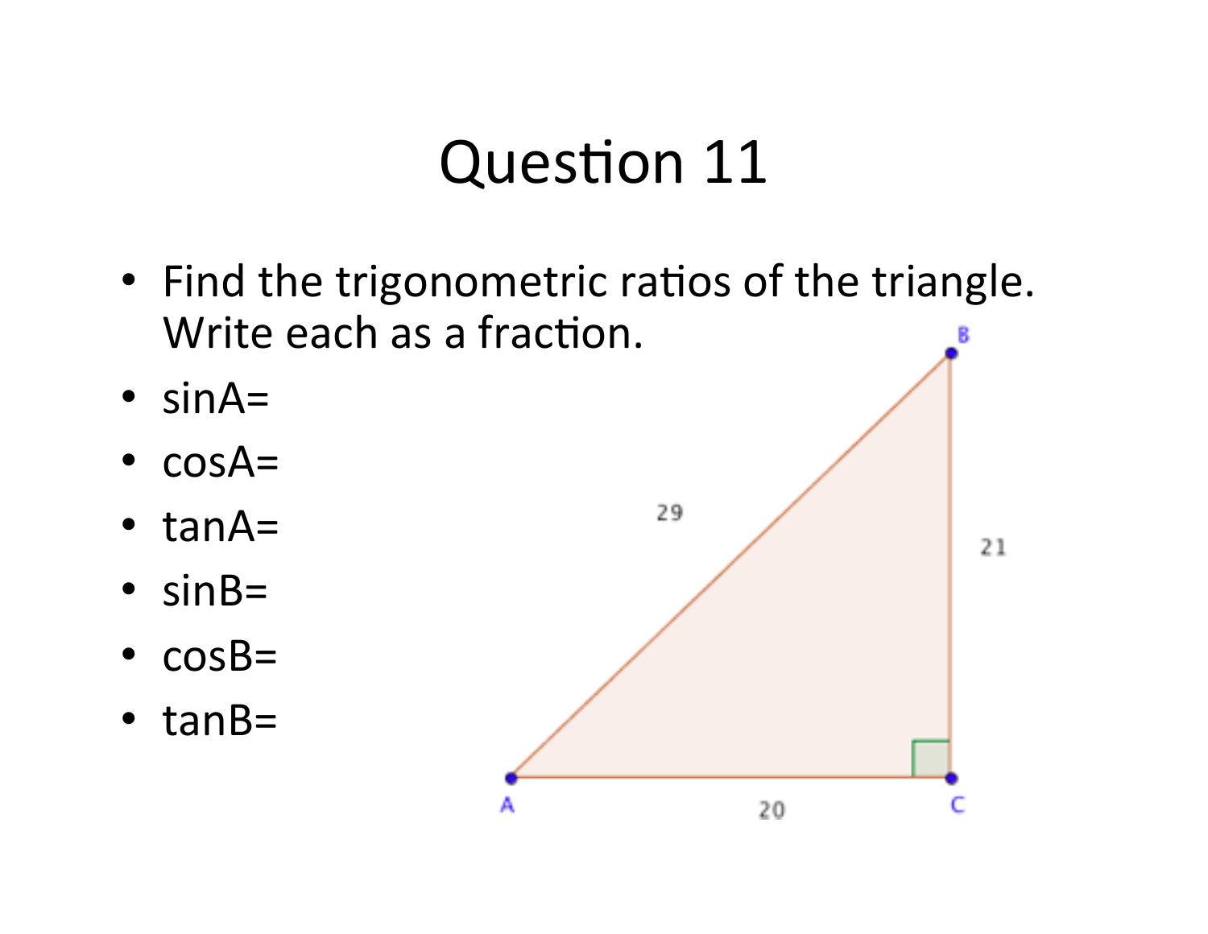# Question 11

- Find the trigonometric ratios of the triangle. Write each as a fraction.
- sinA=
- cosA=
- tanA=
- sinB=
- cosB=
- tanB=

B

29

21

A

20

C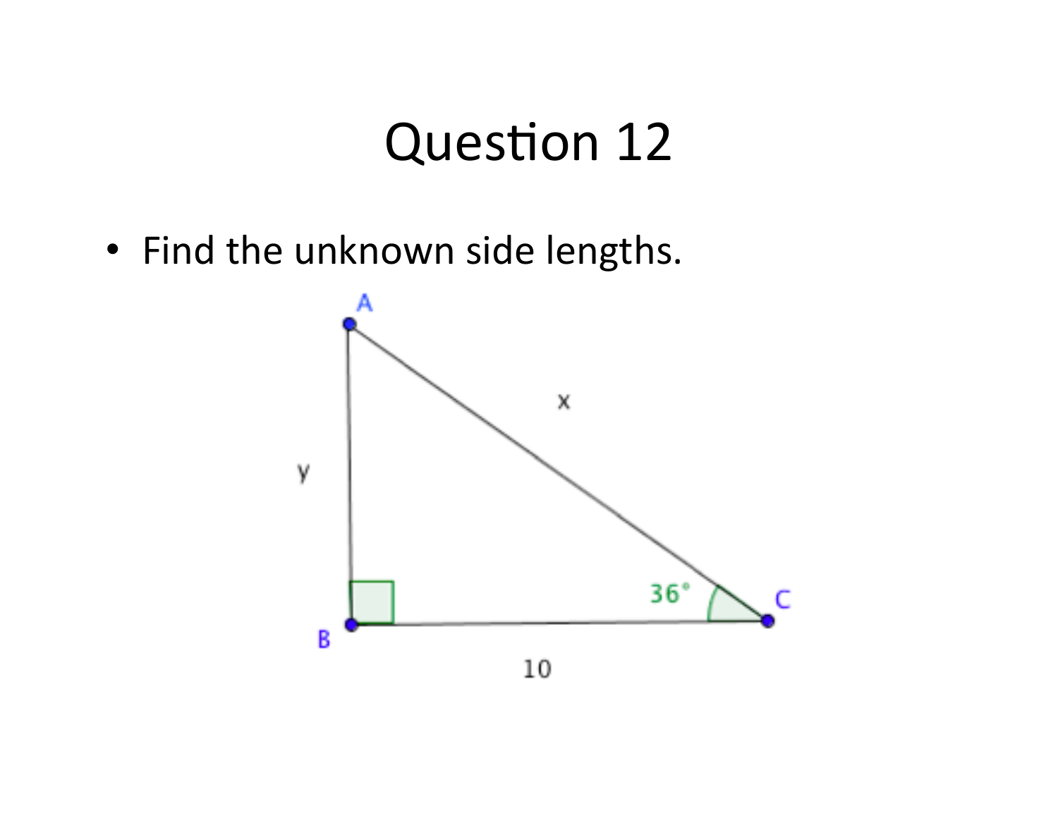# Question 12

- Find the unknown side lengths.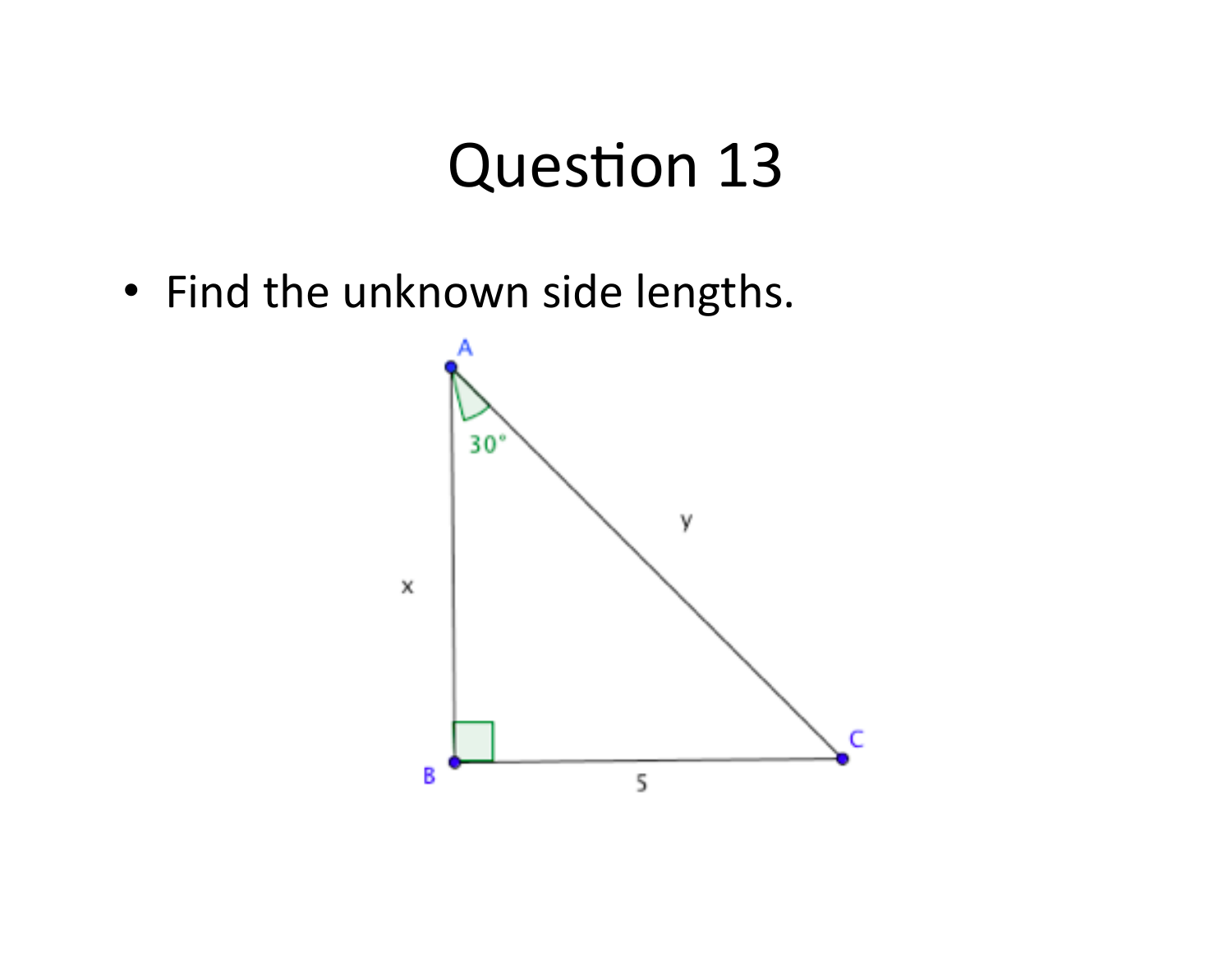# Question 13

- Find the unknown side lengths.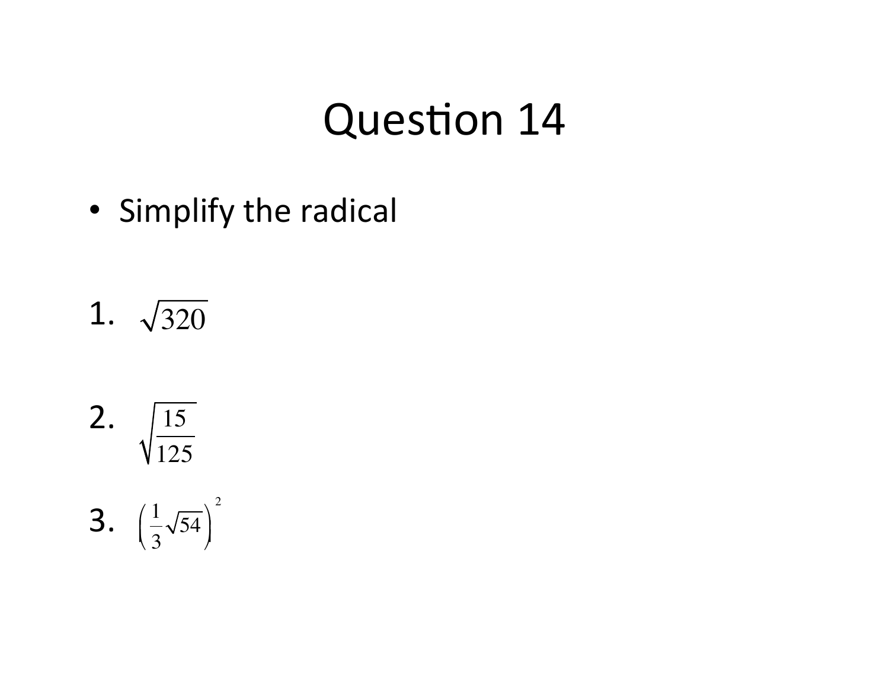# Question 14

- Simplify the radical

1. $\sqrt{320}$

2. $\sqrt{\frac{15}{125}}$

3. $\left(\frac{1}{3}\sqrt{54}\right)^2$